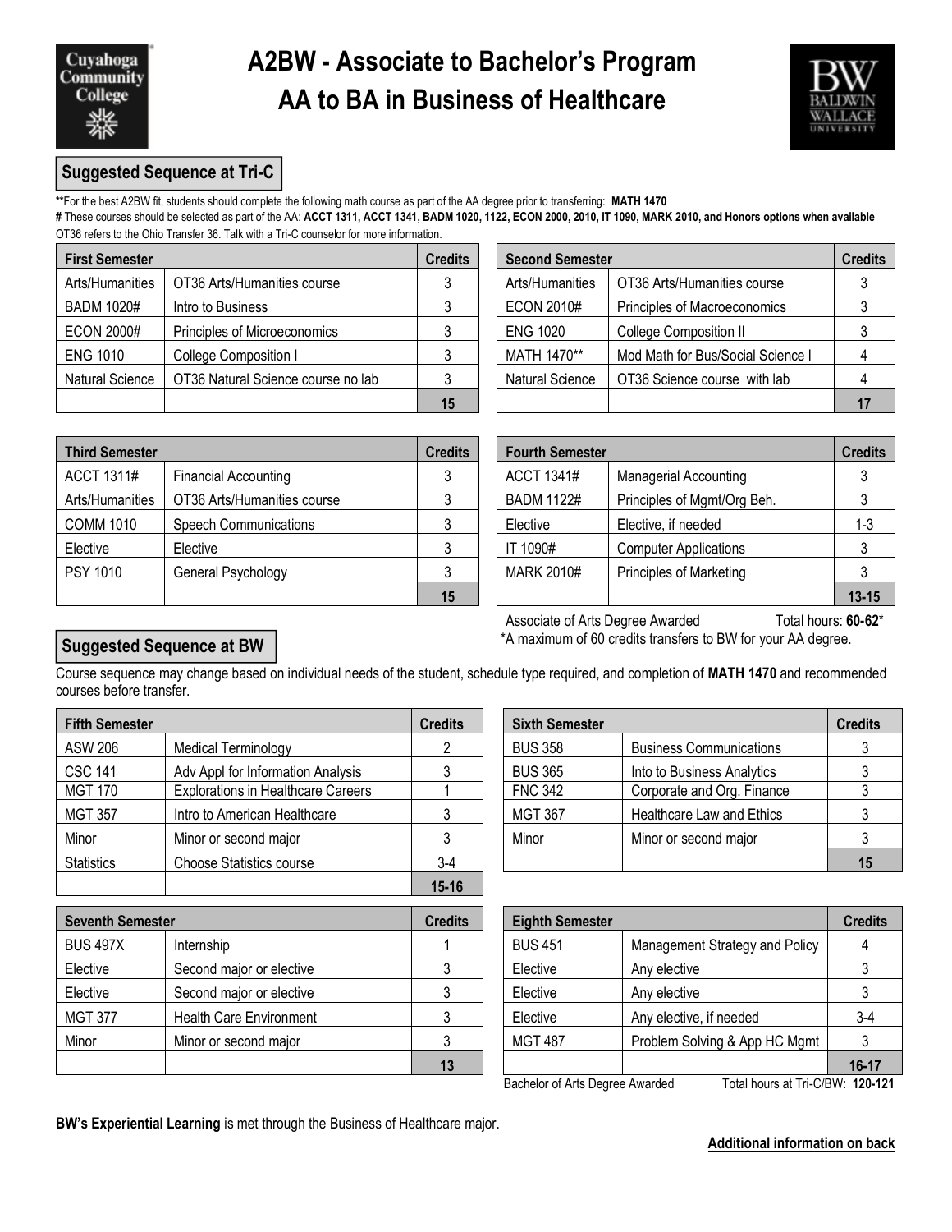# A2BW - Associate to Bachelor's Program
# AA to BA in Business of Healthcare

## Suggested Sequence at Tri-C

**For the best A2BW fit, students should complete the following math course as part of the AA degree prior to transferring: **MATH 1470**

# These courses should be selected as part of the AA: **ACCT 1311, ACCT 1341, BADM 1020, 1122, ECON 2000, 2010, IT 1090, MARK 2010, and Honors options when available**

OT36 refers to the Ohio Transfer 36. Talk with a Tri-C counselor for more information.

| First Semester | | Credits |
|---|---|---|
| Arts/Humanities | OT36 Arts/Humanities course | 3 |
| BADM 1020# | Intro to Business | 3 |
| ECON 2000# | Principles of Microeconomics | 3 |
| ENG 1010 | College Composition I | 3 |
| Natural Science | OT36 Natural Science course no lab | 3 |
| | | **15** |

| Second Semester | | Credits |
|---|---|---|
| Arts/Humanities | OT36 Arts/Humanities course | 3 |
| ECON 2010# | Principles of Macroeconomics | 3 |
| ENG 1020 | College Composition II | 3 |
| MATH 1470** | Mod Math for Bus/Social Science I | 4 |
| Natural Science | OT36 Science course with lab | 4 |
| | | **17** |

| Third Semester | | Credits |
|---|---|---|
| ACCT 1311# | Financial Accounting | 3 |
| Arts/Humanities | OT36 Arts/Humanities course | 3 |
| COMM 1010 | Speech Communications | 3 |
| Elective | Elective | 3 |
| PSY 1010 | General Psychology | 3 |
| | | **15** |

| Fourth Semester | | Credits |
|---|---|---|
| ACCT 1341# | Managerial Accounting | 3 |
| BADM 1122# | Principles of Mgmt/Org Beh. | 3 |
| Elective | Elective, if needed | 1-3 |
| IT 1090# | Computer Applications | 3 |
| MARK 2010# | Principles of Marketing | 3 |
| | | **13-15** |

Associate of Arts Degree Awarded — Total hours: **60-62***

*A maximum of 60 credits transfers to BW for your AA degree.

## Suggested Sequence at BW

Course sequence may change based on individual needs of the student, schedule type required, and completion of **MATH 1470** and recommended courses before transfer.

| Fifth Semester | | Credits |
|---|---|---|
| ASW 206 | Medical Terminology | 2 |
| CSC 141 | Adv Appl for Information Analysis | 3 |
| MGT 170 | Explorations in Healthcare Careers | 1 |
| MGT 357 | Intro to American Healthcare | 3 |
| Minor | Minor or second major | 3 |
| Statistics | Choose Statistics course | 3-4 |
| | | **15-16** |

| Sixth Semester | | Credits |
|---|---|---|
| BUS 358 | Business Communications | 3 |
| BUS 365 | Into to Business Analytics | 3 |
| FNC 342 | Corporate and Org. Finance | 3 |
| MGT 367 | Healthcare Law and Ethics | 3 |
| Minor | Minor or second major | 3 |
| | | **15** |

| Seventh Semester | | Credits |
|---|---|---|
| BUS 497X | Internship | 1 |
| Elective | Second major or elective | 3 |
| Elective | Second major or elective | 3 |
| MGT 377 | Health Care Environment | 3 |
| Minor | Minor or second major | 3 |
| | | **13** |

| Eighth Semester | | Credits |
|---|---|---|
| BUS 451 | Management Strategy and Policy | 4 |
| Elective | Any elective | 3 |
| Elective | Any elective | 3 |
| Elective | Any elective, if needed | 3-4 |
| MGT 487 | Problem Solving & App HC Mgmt | 3 |
| | | **16-17** |

Bachelor of Arts Degree Awarded — Total hours at Tri-C/BW: **120-121**

**BW's Experiential Learning** is met through the Business of Healthcare major.

**Additional information on back**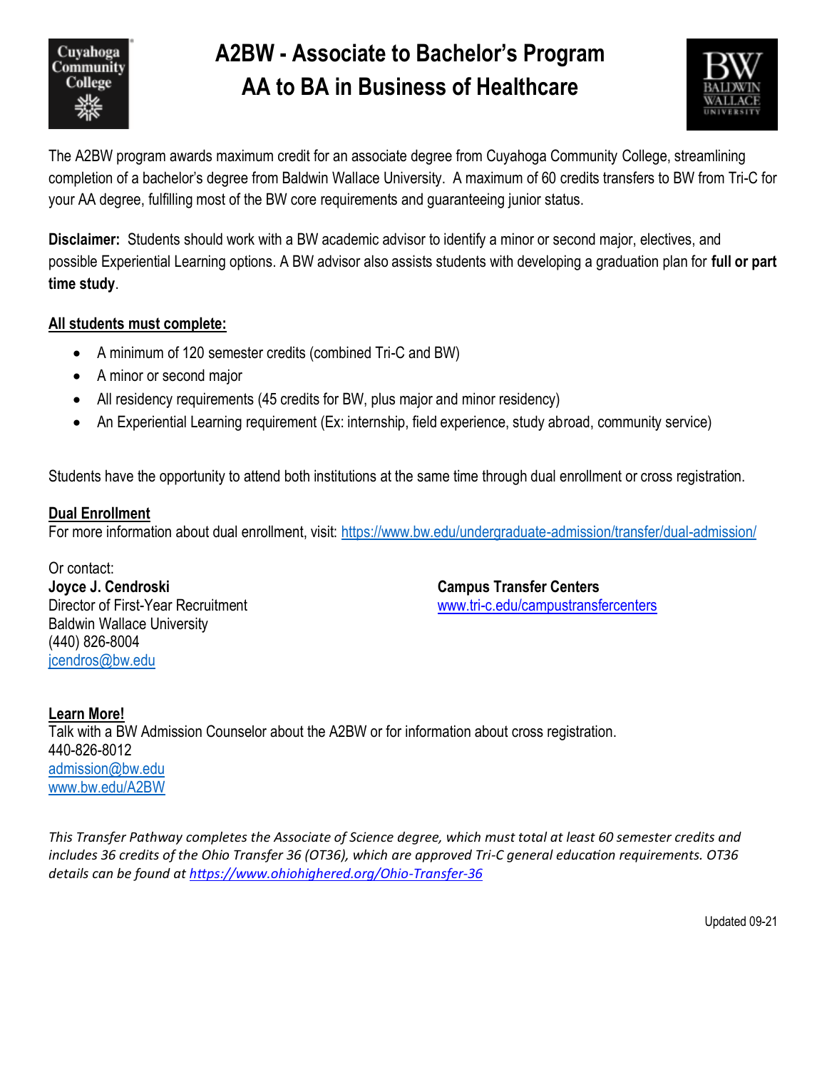# A2BW - Associate to Bachelor's Program
# AA to BA in Business of Healthcare

The A2BW program awards maximum credit for an associate degree from Cuyahoga Community College, streamlining completion of a bachelor's degree from Baldwin Wallace University. A maximum of 60 credits transfers to BW from Tri-C for your AA degree, fulfilling most of the BW core requirements and guaranteeing junior status.

**Disclaimer:** Students should work with a BW academic advisor to identify a minor or second major, electives, and possible Experiential Learning options. A BW advisor also assists students with developing a graduation plan for **full or part time study**.

**<u>All students must complete:</u>**

- A minimum of 120 semester credits (combined Tri-C and BW)
- A minor or second major
- All residency requirements (45 credits for BW, plus major and minor residency)
- An Experiential Learning requirement (Ex: internship, field experience, study abroad, community service)

Students have the opportunity to attend both institutions at the same time through dual enrollment or cross registration.

**<u>Dual Enrollment</u>**
For more information about dual enrollment, visit: https://www.bw.edu/undergraduate-admission/transfer/dual-admission/

Or contact:
**Joyce J. Cendroski**
Director of First-Year Recruitment
Baldwin Wallace University
(440) 826-8004
jcendros@bw.edu

**Campus Transfer Centers**
www.tri-c.edu/campustransfercenters

**<u>Learn More!</u>**
Talk with a BW Admission Counselor about the A2BW or for information about cross registration.
440-826-8012
admission@bw.edu
www.bw.edu/A2BW

*This Transfer Pathway completes the Associate of Science degree, which must total at least 60 semester credits and includes 36 credits of the Ohio Transfer 36 (OT36), which are approved Tri-C general education requirements. OT36 details can be found at https://www.ohiohighered.org/Ohio-Transfer-36*

Updated 09-21